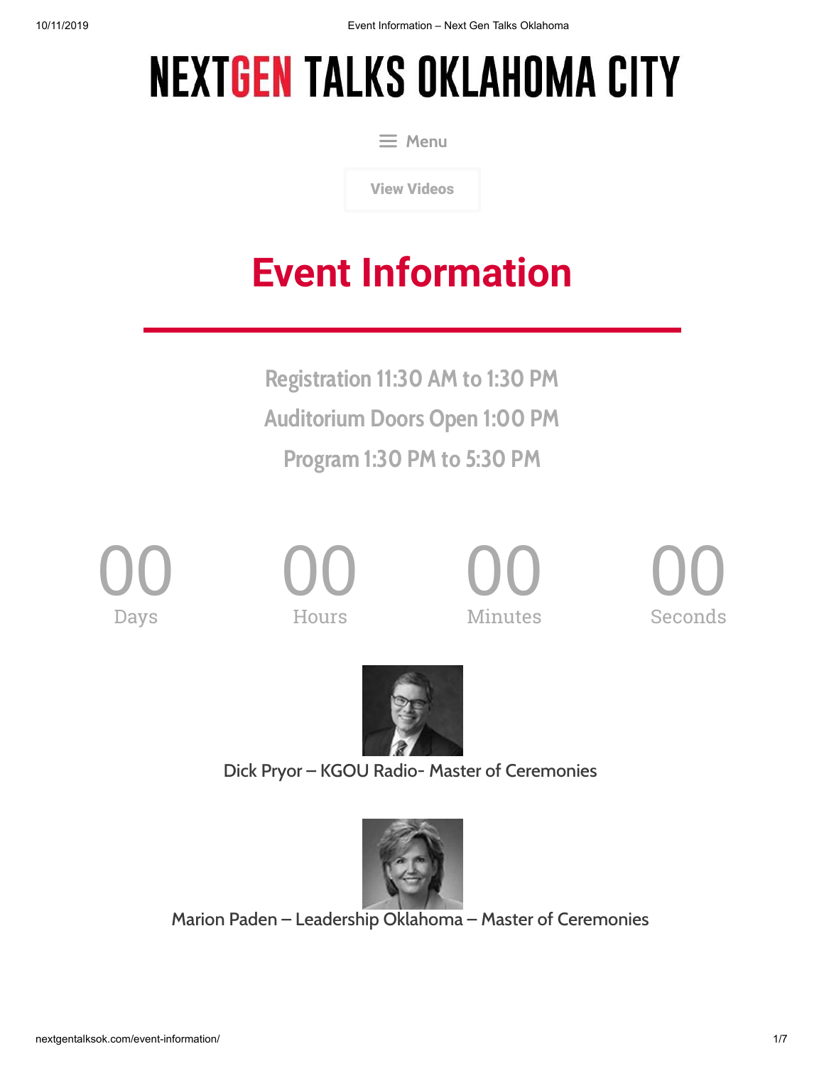# NEXTGEN TALKS OKLAHOMA CITY

Menu

View Videos

## Event Information

Registration 11:30 AM to 1:30 PM

Auditorium Doors Open 1:00 PM

Program 1:30 PM to 5:30 PM

| 00 | 00 | 00 | 00 |
| --- | --- | --- | --- |
| Days | Hours | Minutes | Seconds |

Dick Pryor – KGOU Radio- Master of Ceremonies

Marion Paden – Leadership Oklahoma – Master of Ceremonies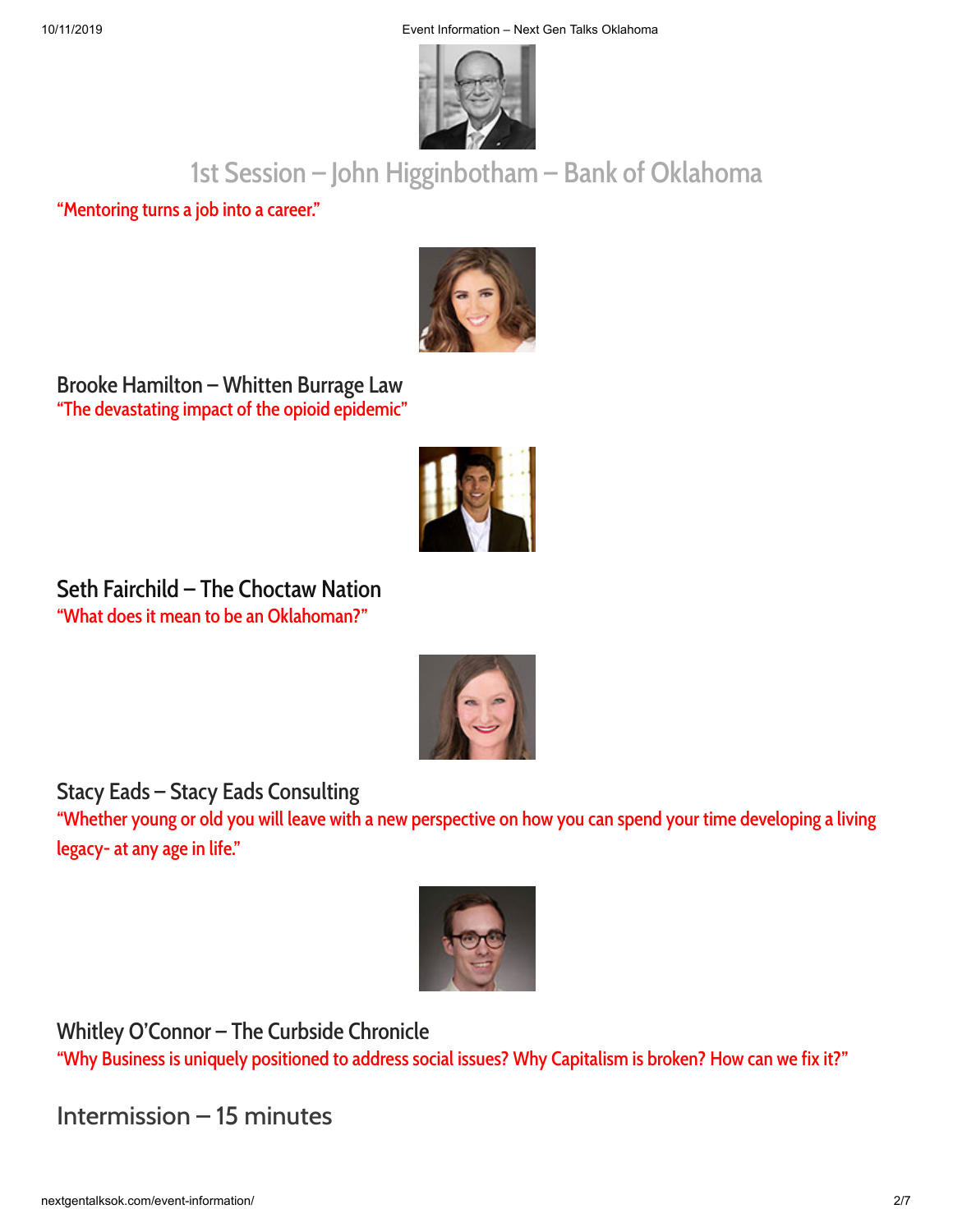## 1st Session – John Higginbotham – Bank of Oklahoma

"Mentoring turns a job into a career."

### Brooke Hamilton – Whitten Burrage Law

"The devastating impact of the opioid epidemic"

### Seth Fairchild – The Choctaw Nation

"What does it mean to be an Oklahoman?"

### Stacy Eads – Stacy Eads Consulting

"Whether young or old you will leave with a new perspective on how you can spend your time developing a living legacy- at any age in life."

### Whitley O'Connor – The Curbside Chronicle

"Why Business is uniquely positioned to address social issues? Why Capitalism is broken? How can we fix it?"

## Intermission – 15 minutes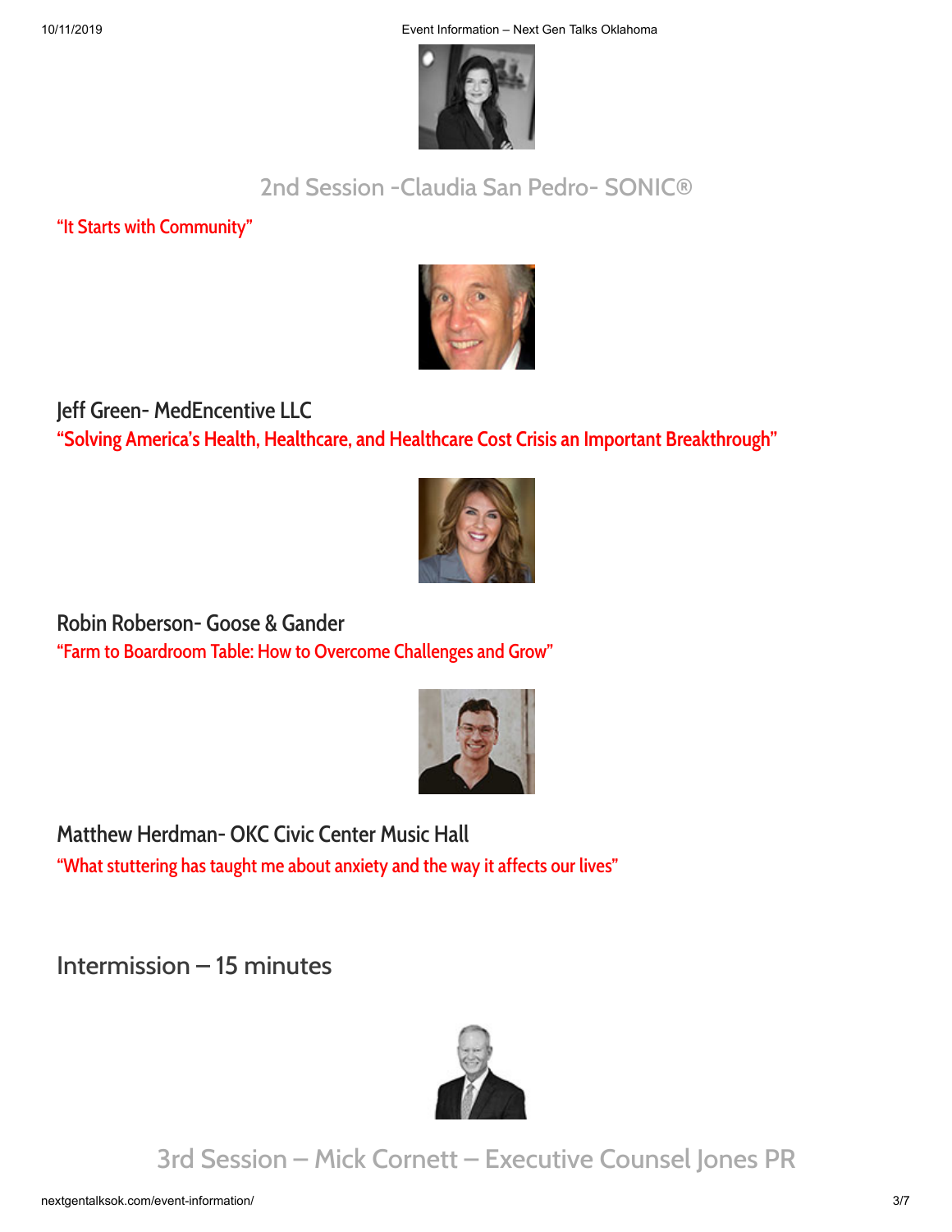## 2nd Session -Claudia San Pedro- SONIC®

"It Starts with Community"

### Jeff Green- MedEncentive LLC

"Solving America's Health, Healthcare, and Healthcare Cost Crisis an Important Breakthrough"

### Robin Roberson- Goose & Gander

"Farm to Boardroom Table: How to Overcome Challenges and Grow"

### Matthew Herdman- OKC Civic Center Music Hall

"What stuttering has taught me about anxiety and the way it affects our lives"

## Intermission – 15 minutes

## 3rd Session – Mick Cornett – Executive Counsel Jones PR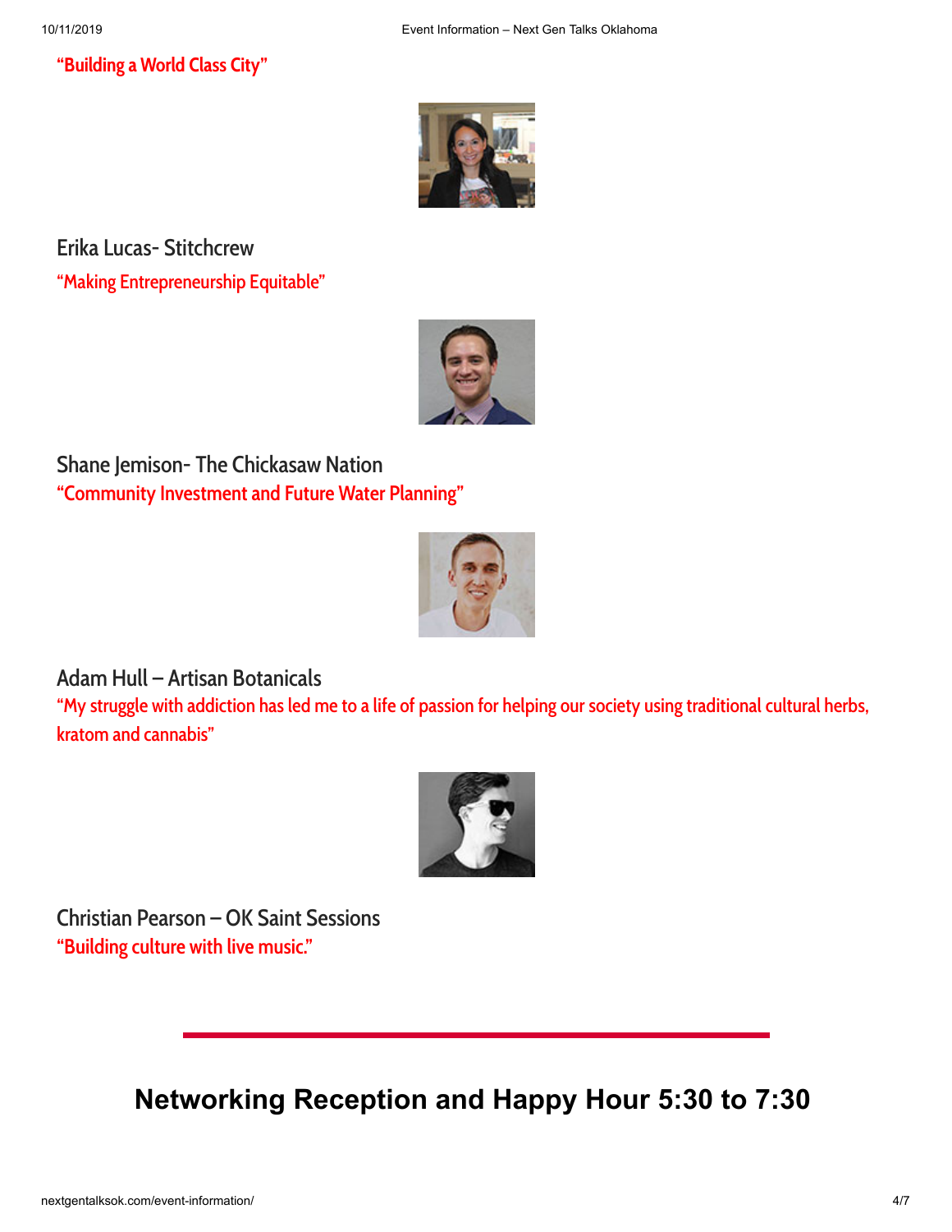"Building a World Class City"

Erika Lucas- Stitchcrew

"Making Entrepreneurship Equitable"

Shane Jemison- The Chickasaw Nation

"Community Investment and Future Water Planning"

Adam Hull – Artisan Botanicals

"My struggle with addiction has led me to a life of passion for helping our society using traditional cultural herbs, kratom and cannabis"

Christian Pearson – OK Saint Sessions

"Building culture with live music."

---

## Networking Reception and Happy Hour 5:30 to 7:30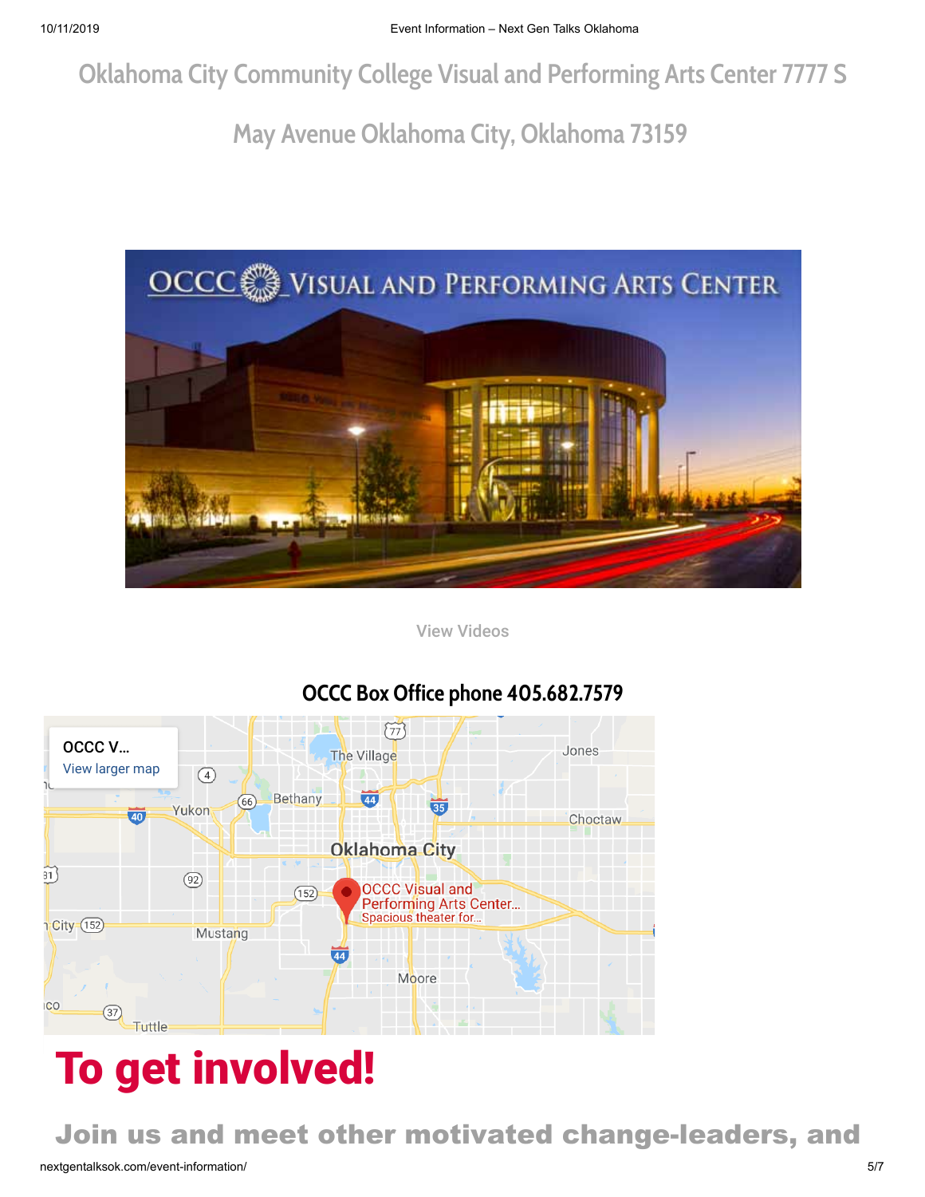Oklahoma City Community College Visual and Performing Arts Center 7777 S May Avenue Oklahoma City, Oklahoma 73159

View Videos

**OCCC Box Office phone 405.682.7579**

# To get involved!

## Join us and meet other motivated change-leaders, and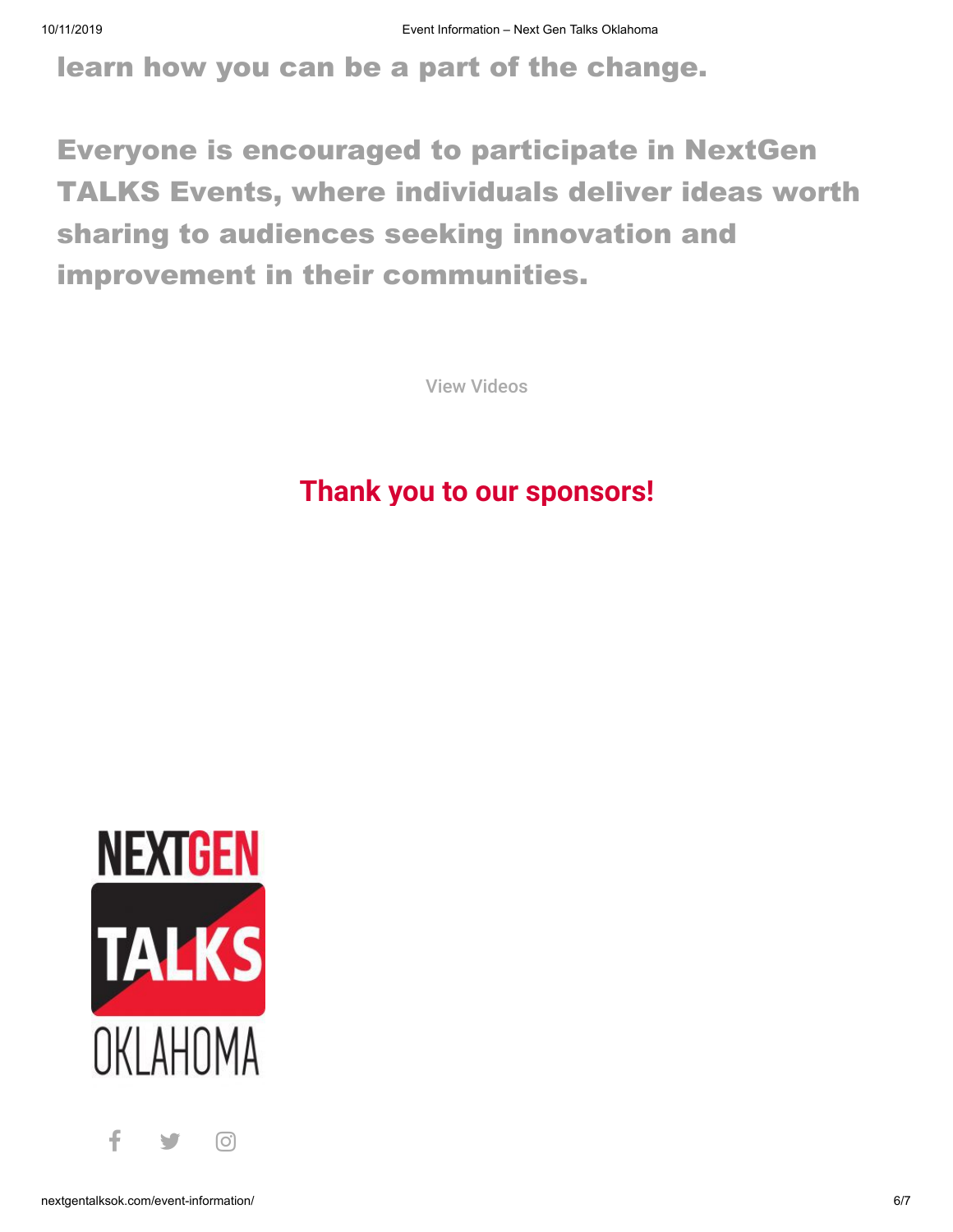learn how you can be a part of the change.

Everyone is encouraged to participate in NextGen TALKS Events, where individuals deliver ideas worth sharing to audiences seeking innovation and improvement in their communities.

View Videos

## Thank you to our sponsors!

NEXTGEN TALKS OKLAHOMA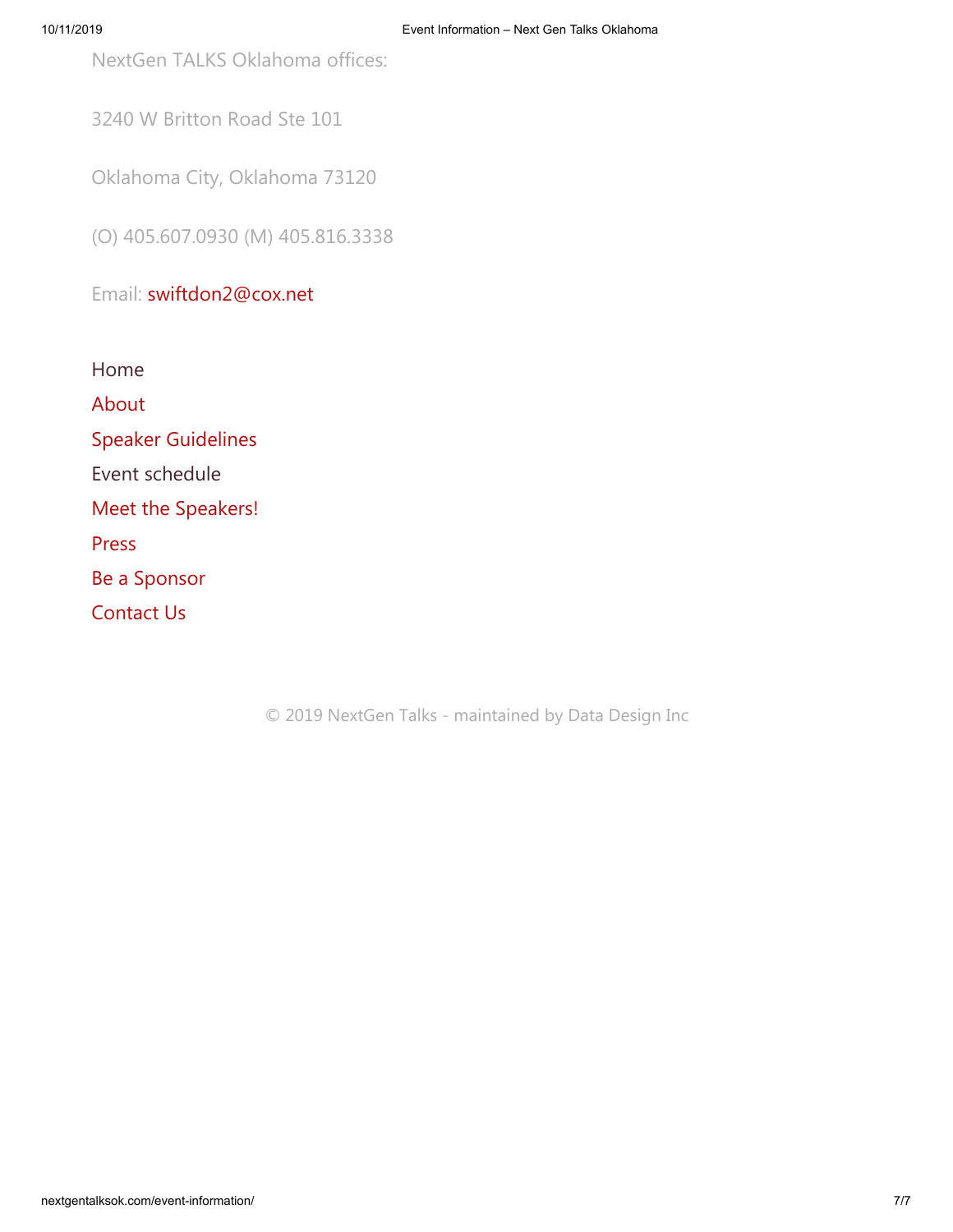NextGen TALKS Oklahoma offices:

3240 W Britton Road Ste 101

Oklahoma City, Oklahoma 73120

(O) 405.607.0930 (M) 405.816.3338

Email: swiftdon2@cox.net

- Home
- About
- Speaker Guidelines
- Event schedule
- Meet the Speakers!
- Press
- Be a Sponsor
- Contact Us

© 2019 NextGen Talks - maintained by Data Design Inc